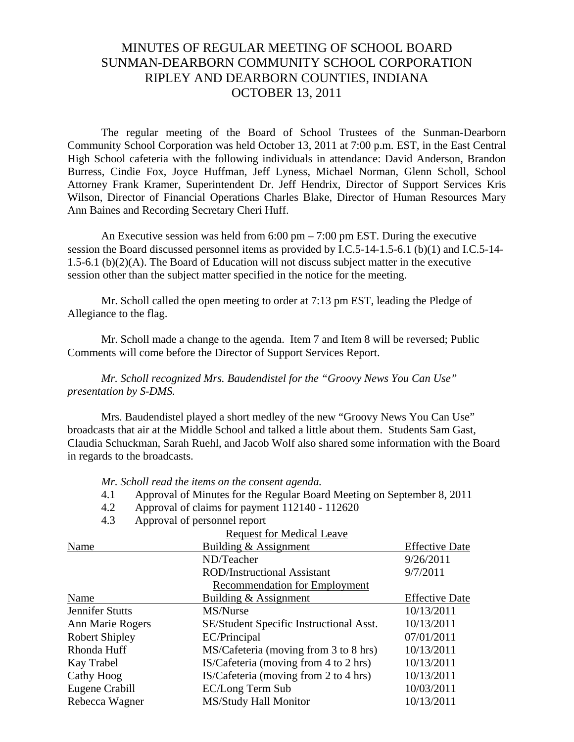# MINUTES OF REGULAR MEETING OF SCHOOL BOARD
# SUNMAN-DEARBORN COMMUNITY SCHOOL CORPORATION
# RIPLEY AND DEARBORN COUNTIES, INDIANA
# OCTOBER 13, 2011

The regular meeting of the Board of School Trustees of the Sunman-Dearborn Community School Corporation was held October 13, 2011 at 7:00 p.m. EST, in the East Central High School cafeteria with the following individuals in attendance: David Anderson, Brandon Burress, Cindie Fox, Joyce Huffman, Jeff Lyness, Michael Norman, Glenn Scholl, School Attorney Frank Kramer, Superintendent Dr. Jeff Hendrix, Director of Support Services Kris Wilson, Director of Financial Operations Charles Blake, Director of Human Resources Mary Ann Baines and Recording Secretary Cheri Huff.

An Executive session was held from 6:00 pm – 7:00 pm EST. During the executive session the Board discussed personnel items as provided by I.C.5-14-1.5-6.1 (b)(1) and I.C.5-14-1.5-6.1 (b)(2)(A). The Board of Education will not discuss subject matter in the executive session other than the subject matter specified in the notice for the meeting.

Mr. Scholl called the open meeting to order at 7:13 pm EST, leading the Pledge of Allegiance to the flag.

Mr. Scholl made a change to the agenda. Item 7 and Item 8 will be reversed; Public Comments will come before the Director of Support Services Report.

*Mr. Scholl recognized Mrs. Baudendistel for the "Groovy News You Can Use" presentation by S-DMS.*

Mrs. Baudendistel played a short medley of the new "Groovy News You Can Use" broadcasts that air at the Middle School and talked a little about them. Students Sam Gast, Claudia Schuckman, Sarah Ruehl, and Jacob Wolf also shared some information with the Board in regards to the broadcasts.

*Mr. Scholl read the items on the consent agenda.*

4.1 Approval of Minutes for the Regular Board Meeting on September 8, 2011

4.2 Approval of claims for payment 112140 - 112620

4.3 Approval of personnel report

Request for Medical Leave

| Name | Building & Assignment | Effective Date |
|---|---|---|
| | ND/Teacher | 9/26/2011 |
| | ROD/Instructional Assistant | 9/7/2011 |

Recommendation for Employment

| Name | Building & Assignment | Effective Date |
|---|---|---|
| Jennifer Stutts | MS/Nurse | 10/13/2011 |
| Ann Marie Rogers | SE/Student Specific Instructional Asst. | 10/13/2011 |
| Robert Shipley | EC/Principal | 07/01/2011 |
| Rhonda Huff | MS/Cafeteria (moving from 3 to 8 hrs) | 10/13/2011 |
| Kay Trabel | IS/Cafeteria (moving from 4 to 2 hrs) | 10/13/2011 |
| Cathy Hoog | IS/Cafeteria (moving from 2 to 4 hrs) | 10/13/2011 |
| Eugene Crabill | EC/Long Term Sub | 10/03/2011 |
| Rebecca Wagner | MS/Study Hall Monitor | 10/13/2011 |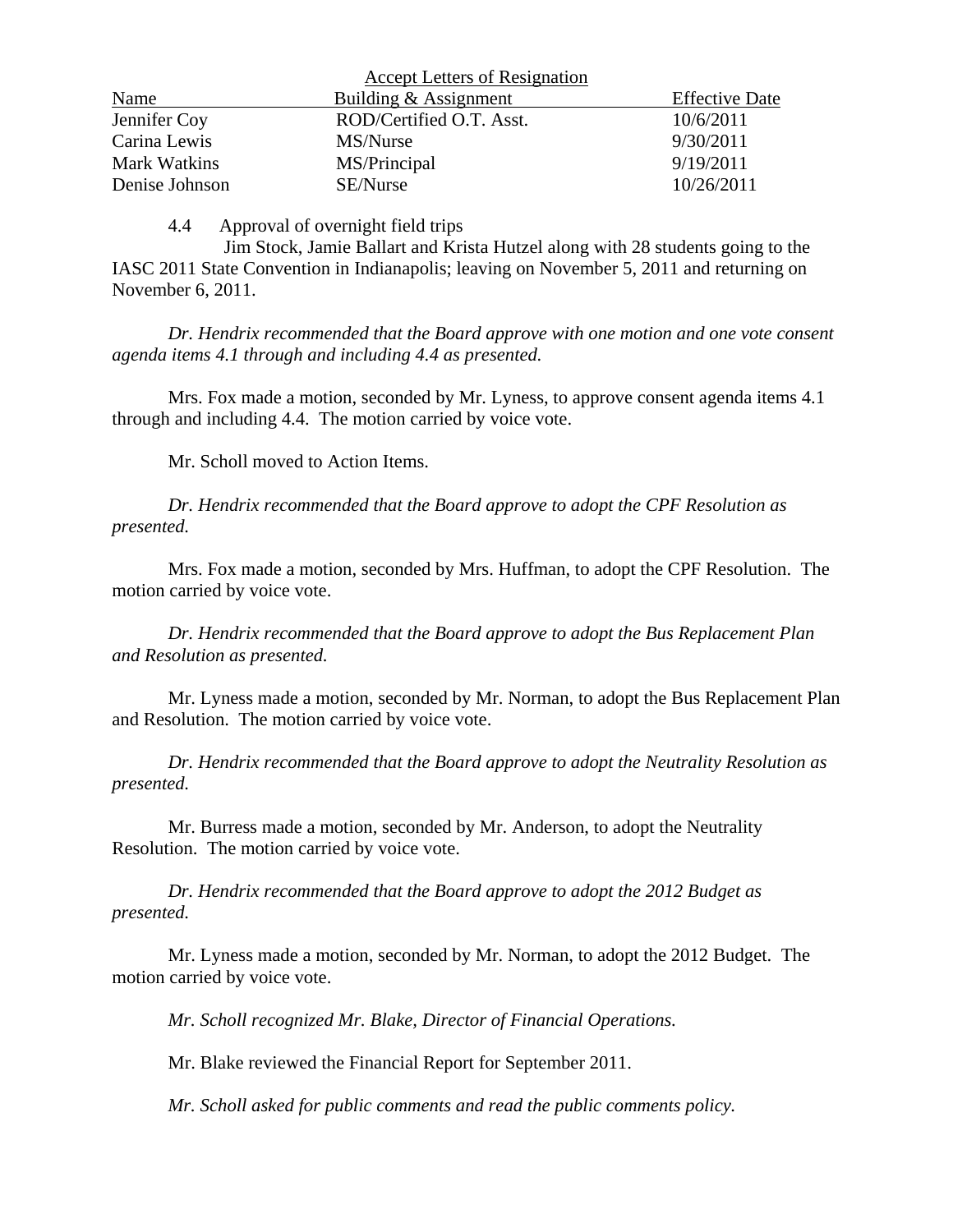Accept Letters of Resignation

| Name | Building & Assignment | Effective Date |
|---|---|---|
| Jennifer Coy | ROD/Certified O.T. Asst. | 10/6/2011 |
| Carina Lewis | MS/Nurse | 9/30/2011 |
| Mark Watkins | MS/Principal | 9/19/2011 |
| Denise Johnson | SE/Nurse | 10/26/2011 |

4.4 Approval of overnight field trips

Jim Stock, Jamie Ballart and Krista Hutzel along with 28 students going to the IASC 2011 State Convention in Indianapolis; leaving on November 5, 2011 and returning on November 6, 2011.

*Dr. Hendrix recommended that the Board approve with one motion and one vote consent agenda items 4.1 through and including 4.4 as presented.*

Mrs. Fox made a motion, seconded by Mr. Lyness, to approve consent agenda items 4.1 through and including 4.4. The motion carried by voice vote.

Mr. Scholl moved to Action Items.

*Dr. Hendrix recommended that the Board approve to adopt the CPF Resolution as presented.*

Mrs. Fox made a motion, seconded by Mrs. Huffman, to adopt the CPF Resolution. The motion carried by voice vote.

*Dr. Hendrix recommended that the Board approve to adopt the Bus Replacement Plan and Resolution as presented.*

Mr. Lyness made a motion, seconded by Mr. Norman, to adopt the Bus Replacement Plan and Resolution. The motion carried by voice vote.

*Dr. Hendrix recommended that the Board approve to adopt the Neutrality Resolution as presented.*

Mr. Burress made a motion, seconded by Mr. Anderson, to adopt the Neutrality Resolution. The motion carried by voice vote.

*Dr. Hendrix recommended that the Board approve to adopt the 2012 Budget as presented.*

Mr. Lyness made a motion, seconded by Mr. Norman, to adopt the 2012 Budget. The motion carried by voice vote.

*Mr. Scholl recognized Mr. Blake, Director of Financial Operations.*

Mr. Blake reviewed the Financial Report for September 2011.

*Mr. Scholl asked for public comments and read the public comments policy.*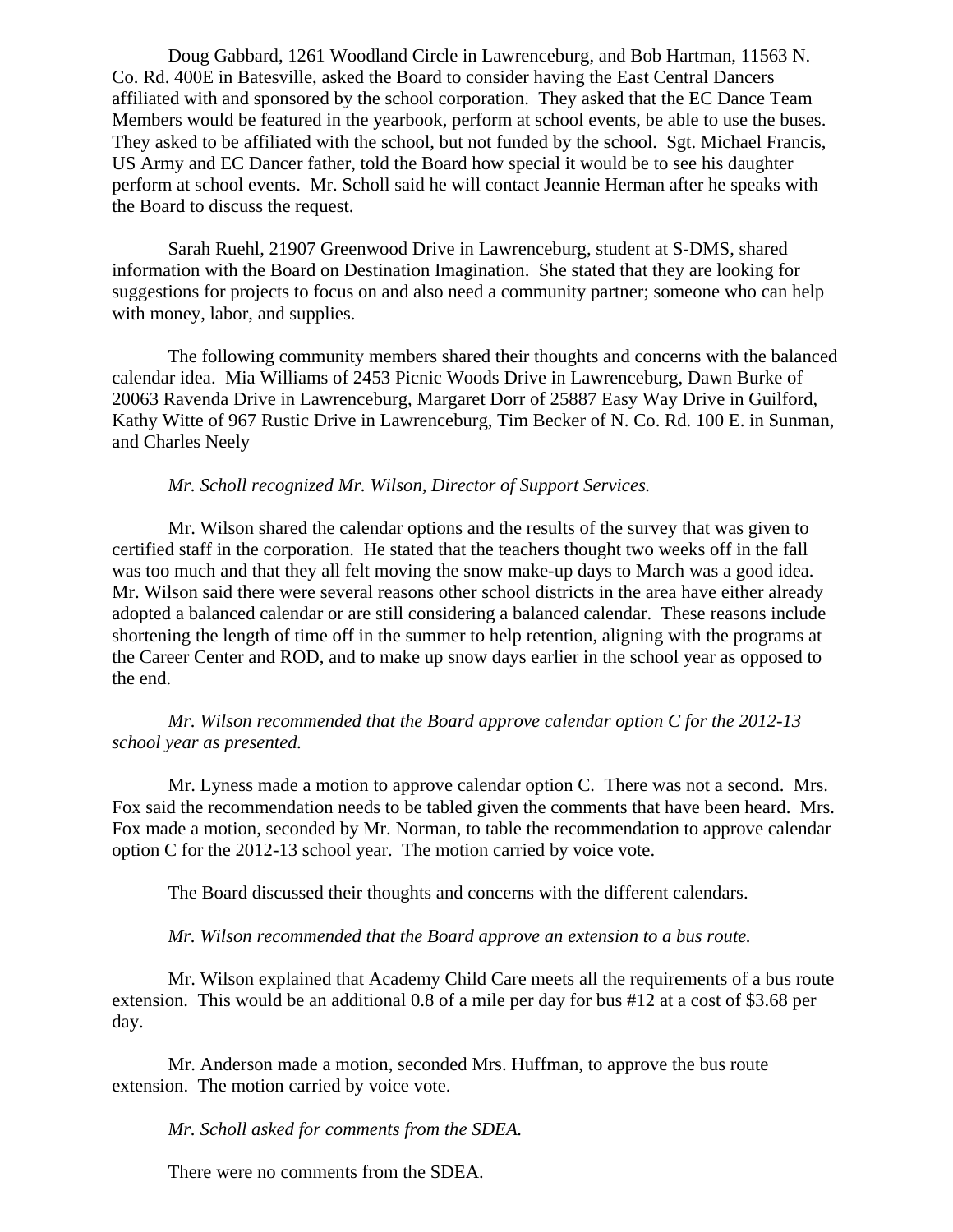Doug Gabbard, 1261 Woodland Circle in Lawrenceburg, and Bob Hartman, 11563 N. Co. Rd. 400E in Batesville, asked the Board to consider having the East Central Dancers affiliated with and sponsored by the school corporation. They asked that the EC Dance Team Members would be featured in the yearbook, perform at school events, be able to use the buses. They asked to be affiliated with the school, but not funded by the school. Sgt. Michael Francis, US Army and EC Dancer father, told the Board how special it would be to see his daughter perform at school events. Mr. Scholl said he will contact Jeannie Herman after he speaks with the Board to discuss the request.

Sarah Ruehl, 21907 Greenwood Drive in Lawrenceburg, student at S-DMS, shared information with the Board on Destination Imagination. She stated that they are looking for suggestions for projects to focus on and also need a community partner; someone who can help with money, labor, and supplies.

The following community members shared their thoughts and concerns with the balanced calendar idea. Mia Williams of 2453 Picnic Woods Drive in Lawrenceburg, Dawn Burke of 20063 Ravenda Drive in Lawrenceburg, Margaret Dorr of 25887 Easy Way Drive in Guilford, Kathy Witte of 967 Rustic Drive in Lawrenceburg, Tim Becker of N. Co. Rd. 100 E. in Sunman, and Charles Neely

*Mr. Scholl recognized Mr. Wilson, Director of Support Services.*

Mr. Wilson shared the calendar options and the results of the survey that was given to certified staff in the corporation. He stated that the teachers thought two weeks off in the fall was too much and that they all felt moving the snow make-up days to March was a good idea. Mr. Wilson said there were several reasons other school districts in the area have either already adopted a balanced calendar or are still considering a balanced calendar. These reasons include shortening the length of time off in the summer to help retention, aligning with the programs at the Career Center and ROD, and to make up snow days earlier in the school year as opposed to the end.

*Mr. Wilson recommended that the Board approve calendar option C for the 2012-13 school year as presented.*

Mr. Lyness made a motion to approve calendar option C. There was not a second. Mrs. Fox said the recommendation needs to be tabled given the comments that have been heard. Mrs. Fox made a motion, seconded by Mr. Norman, to table the recommendation to approve calendar option C for the 2012-13 school year. The motion carried by voice vote.

The Board discussed their thoughts and concerns with the different calendars.

*Mr. Wilson recommended that the Board approve an extension to a bus route.*

Mr. Wilson explained that Academy Child Care meets all the requirements of a bus route extension. This would be an additional 0.8 of a mile per day for bus #12 at a cost of $3.68 per day.

Mr. Anderson made a motion, seconded Mrs. Huffman, to approve the bus route extension. The motion carried by voice vote.

*Mr. Scholl asked for comments from the SDEA.*

There were no comments from the SDEA.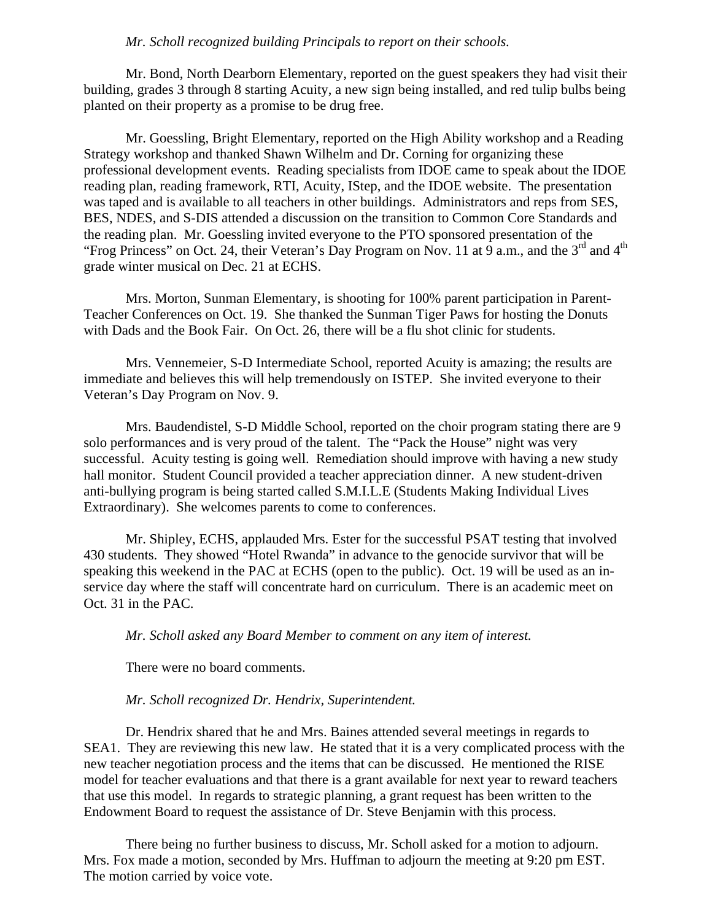*Mr. Scholl recognized building Principals to report on their schools.*

Mr. Bond, North Dearborn Elementary, reported on the guest speakers they had visit their building, grades 3 through 8 starting Acuity, a new sign being installed, and red tulip bulbs being planted on their property as a promise to be drug free.

Mr. Goessling, Bright Elementary, reported on the High Ability workshop and a Reading Strategy workshop and thanked Shawn Wilhelm and Dr. Corning for organizing these professional development events. Reading specialists from IDOE came to speak about the IDOE reading plan, reading framework, RTI, Acuity, IStep, and the IDOE website. The presentation was taped and is available to all teachers in other buildings. Administrators and reps from SES, BES, NDES, and S-DIS attended a discussion on the transition to Common Core Standards and the reading plan. Mr. Goessling invited everyone to the PTO sponsored presentation of the "Frog Princess" on Oct. 24, their Veteran's Day Program on Nov. 11 at 9 a.m., and the 3rd and 4th grade winter musical on Dec. 21 at ECHS.

Mrs. Morton, Sunman Elementary, is shooting for 100% parent participation in Parent-Teacher Conferences on Oct. 19. She thanked the Sunman Tiger Paws for hosting the Donuts with Dads and the Book Fair. On Oct. 26, there will be a flu shot clinic for students.

Mrs. Vennemeier, S-D Intermediate School, reported Acuity is amazing; the results are immediate and believes this will help tremendously on ISTEP. She invited everyone to their Veteran's Day Program on Nov. 9.

Mrs. Baudendistel, S-D Middle School, reported on the choir program stating there are 9 solo performances and is very proud of the talent. The "Pack the House" night was very successful. Acuity testing is going well. Remediation should improve with having a new study hall monitor. Student Council provided a teacher appreciation dinner. A new student-driven anti-bullying program is being started called S.M.I.L.E (Students Making Individual Lives Extraordinary). She welcomes parents to come to conferences.

Mr. Shipley, ECHS, applauded Mrs. Ester for the successful PSAT testing that involved 430 students. They showed "Hotel Rwanda" in advance to the genocide survivor that will be speaking this weekend in the PAC at ECHS (open to the public). Oct. 19 will be used as an in-service day where the staff will concentrate hard on curriculum. There is an academic meet on Oct. 31 in the PAC.

*Mr. Scholl asked any Board Member to comment on any item of interest.*

There were no board comments.

*Mr. Scholl recognized Dr. Hendrix, Superintendent.*

Dr. Hendrix shared that he and Mrs. Baines attended several meetings in regards to SEA1. They are reviewing this new law. He stated that it is a very complicated process with the new teacher negotiation process and the items that can be discussed. He mentioned the RISE model for teacher evaluations and that there is a grant available for next year to reward teachers that use this model. In regards to strategic planning, a grant request has been written to the Endowment Board to request the assistance of Dr. Steve Benjamin with this process.

There being no further business to discuss, Mr. Scholl asked for a motion to adjourn. Mrs. Fox made a motion, seconded by Mrs. Huffman to adjourn the meeting at 9:20 pm EST. The motion carried by voice vote.